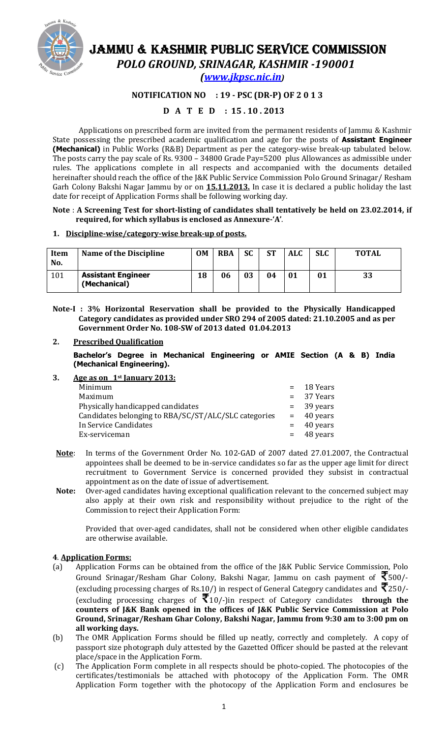# JAMMU & KASHMIR PUBLIC SERVICE COMMISSION

## *POLO GROUND, SRINAGAR, KASHMIR -190001*

*([www.jkpsc.nic.in](http://www.jkpsc.nic.in))*

**NOTIFICATION NO : 19 - PSC (DR-P) OF 2 0 1 3**

**D A T E D : 15 . 10 . 2013**

Applications on prescribed form are invited from the permanent residents of Jammu & Kashmir State possessing the prescribed academic qualification and age for the posts of **Assistant Engineer (Mechanical)** in Public Works (R&B) Department as per the category-wise break-up tabulated below. The posts carry the pay scale of Rs. 9300 – 34800 Grade Pay=5200 plus Allowances as admissible under rules. The applications complete in all respects and accompanied with the documents detailed hereinafter should reach the office of the J&K Public Service Commission Polo Ground Srinagar/ Resham Garh Colony Bakshi Nagar Jammu by or on **15.11.2013.** In case it is declared a public holiday the last date for receipt of Application Forms shall be following working day.

**Note** : **A Screening Test for short-listing of candidates shall tentatively be held on 23.02.2014, if required, for which syllabus is enclosed as Annexure-'A'**.

**1. Discipline-wise/category-wise break-up of posts.**

| Item No. | Name of the Discipline | OM | RBA | SC | ST | ALC | SLC | TOTAL |
|---|---|---|---|---|---|---|---|---|
| 101 | **Assistant Engineer (Mechanical)** | **18** | **06** | **03** | **04** | **01** | **01** | **33** |

**Note-I : 3% Horizontal Reservation shall be provided to the Physically Handicapped Category candidates as provided under SRO 294 of 2005 dated: 21.10.2005 and as per Government Order No. 108-SW of 2013 dated 01.04.2013**

**2. Prescribed Qualification**

**Bachelor's Degree in Mechanical Engineering or AMIE Section (A & B) India (Mechanical Engineering).**

**3. Age as on 1st January 2013:**

| | | |
|---|---|---|
| Minimum | = | 18 Years |
| Maximum | = | 37 Years |
| Physically handicapped candidates | = | 39 years |
| Candidates belonging to RBA/SC/ST/ALC/SLC categories | = | 40 years |
| In Service Candidates | = | 40 years |
| Ex-serviceman | = | 48 years |

**Note**: In terms of the Government Order No. 102-GAD of 2007 dated 27.01.2007, the Contractual appointees shall be deemed to be in-service candidates so far as the upper age limit for direct recruitment to Government Service is concerned provided they subsist in contractual appointment as on the date of issue of advertisement.

**Note:** Over-aged candidates having exceptional qualification relevant to the concerned subject may also apply at their own risk and responsibility without prejudice to the right of the Commission to reject their Application Form:

Provided that over-aged candidates, shall not be considered when other eligible candidates are otherwise available.

**4. Application Forms:**

(a) Application Forms can be obtained from the office of the J&K Public Service Commission, Polo Ground Srinagar/Resham Ghar Colony, Bakshi Nagar, Jammu on cash payment of ₹500/- (excluding processing charges of Rs.10/) in respect of General Category candidates and ₹250/- (excluding processing charges of ₹10/-)in respect of Category candidates **through the counters of J&K Bank opened in the offices of J&K Public Service Commission at Polo Ground, Srinagar/Resham Ghar Colony, Bakshi Nagar, Jammu from 9:30 am to 3:00 pm on all working days.**

(b) The OMR Application Forms should be filled up neatly, correctly and completely. A copy of passport size photograph duly attested by the Gazetted Officer should be pasted at the relevant place/space in the Application Form.

(c) The Application Form complete in all respects should be photo-copied. The photocopies of the certificates/testimonials be attached with photocopy of the Application Form. The OMR Application Form together with the photocopy of the Application Form and enclosures be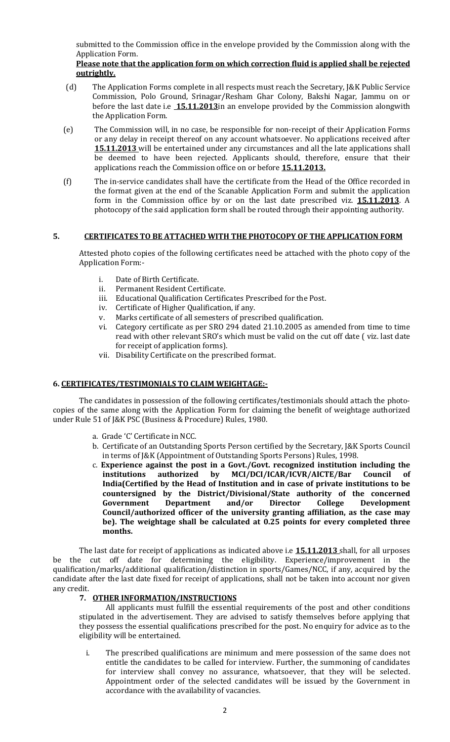submitted to the Commission office in the envelope provided by the Commission along with the Application Form.

**Please note that the application form on which correction fluid is applied shall be rejected outrightly.**

(d) The Application Forms complete in all respects must reach the Secretary, J&K Public Service Commission, Polo Ground, Srinagar/Resham Ghar Colony, Bakshi Nagar, Jammu on or before the last date i.e **15.11.2013**in an envelope provided by the Commission alongwith the Application Form.

(e) The Commission will, in no case, be responsible for non-receipt of their Application Forms or any delay in receipt thereof on any account whatsoever. No applications received after **15.11.2013** will be entertained under any circumstances and all the late applications shall be deemed to have been rejected. Applicants should, therefore, ensure that their applications reach the Commission office on or before **15.11.2013.**

(f) The in-service candidates shall have the certificate from the Head of the Office recorded in the format given at the end of the Scanable Application Form and submit the application form in the Commission office by or on the last date prescribed viz. **15.11.2013**. A photocopy of the said application form shall be routed through their appointing authority.

## 5. CERTIFICATES TO BE ATTACHED WITH THE PHOTOCOPY OF THE APPLICATION FORM

Attested photo copies of the following certificates need be attached with the photo copy of the Application Form:-

i. Date of Birth Certificate.
ii. Permanent Resident Certificate.
iii. Educational Qualification Certificates Prescribed for the Post.
iv. Certificate of Higher Qualification, if any.
v. Marks certificate of all semesters of prescribed qualification.
vi. Category certificate as per SRO 294 dated 21.10.2005 as amended from time to time read with other relevant SRO's which must be valid on the cut off date ( viz. last date for receipt of application forms).
vii. Disability Certificate on the prescribed format.

## 6. CERTIFICATES/TESTIMONIALS TO CLAIM WEIGHTAGE:-

The candidates in possession of the following certificates/testimonials should attach the photo-copies of the same along with the Application Form for claiming the benefit of weightage authorized under Rule 51 of J&K PSC (Business & Procedure) Rules, 1980.

a. Grade 'C' Certificate in NCC.
b. Certificate of an Outstanding Sports Person certified by the Secretary, J&K Sports Council in terms of J&K (Appointment of Outstanding Sports Persons) Rules, 1998.
c. **Experience against the post in a Govt./Govt. recognized institution including the institutions authorized by MCI/DCI/ICAR/ICVR/AICTE/Bar Council of India(Certified by the Head of Institution and in case of private institutions to be countersigned by the District/Divisional/State authority of the concerned Government Department and/or Director College Development Council/authorized officer of the university granting affiliation, as the case may be). The weightage shall be calculated at 0.25 points for every completed three months.**

The last date for receipt of applications as indicated above i.e **15.11.2013** shall, for all urposes be the cut off date for determining the eligibility. Experience/improvement in the qualification/marks/additional qualification/distinction in sports/Games/NCC, if any, acquired by the candidate after the last date fixed for receipt of applications, shall not be taken into account nor given any credit.

## 7. OTHER INFORMATION/INSTRUCTIONS

All applicants must fulfill the essential requirements of the post and other conditions stipulated in the advertisement. They are advised to satisfy themselves before applying that they possess the essential qualifications prescribed for the post. No enquiry for advice as to the eligibility will be entertained.

i. The prescribed qualifications are minimum and mere possession of the same does not entitle the candidates to be called for interview. Further, the summoning of candidates for interview shall convey no assurance, whatsoever, that they will be selected. Appointment order of the selected candidates will be issued by the Government in accordance with the availability of vacancies.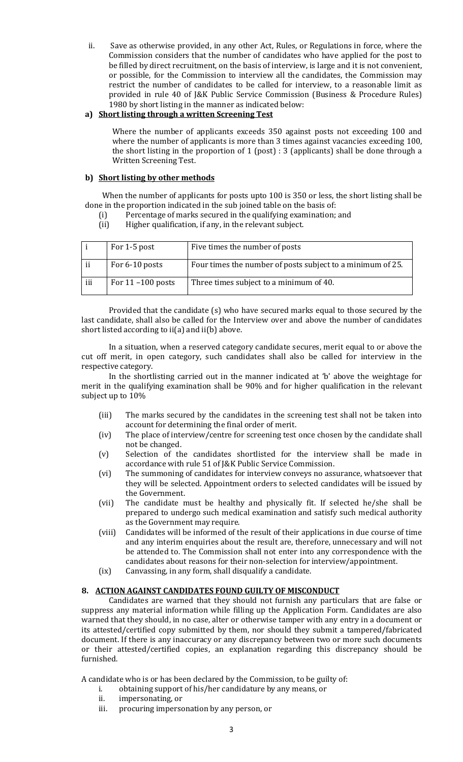ii. Save as otherwise provided, in any other Act, Rules, or Regulations in force, where the Commission considers that the number of candidates who have applied for the post to be filled by direct recruitment, on the basis of interview, is large and it is not convenient, or possible, for the Commission to interview all the candidates, the Commission may restrict the number of candidates to be called for interview, to a reasonable limit as provided in rule 40 of J&K Public Service Commission (Business & Procedure Rules) 1980 by short listing in the manner as indicated below:

**a) <u>Short listing through a written Screening Test</u>**

Where the number of applicants exceeds 350 against posts not exceeding 100 and where the number of applicants is more than 3 times against vacancies exceeding 100, the short listing in the proportion of 1 (post) : 3 (applicants) shall be done through a Written Screening Test.

**b) <u>Short listing by other methods</u>**

When the number of applicants for posts upto 100 is 350 or less, the short listing shall be done in the proportion indicated in the sub joined table on the basis of:

(i) Percentage of marks secured in the qualifying examination; and
(ii) Higher qualification, if any, in the relevant subject.

| | | |
|---|---|---|
| i | For 1-5 post | Five times the number of posts |
| ii | For 6-10 posts | Four times the number of posts subject to a minimum of 25. |
| iii | For 11 –100 posts | Three times subject to a minimum of 40. |

Provided that the candidate (s) who have secured marks equal to those secured by the last candidate, shall also be called for the Interview over and above the number of candidates short listed according to ii(a) and ii(b) above.

In a situation, when a reserved category candidate secures, merit equal to or above the cut off merit, in open category, such candidates shall also be called for interview in the respective category.

In the shortlisting carried out in the manner indicated at 'b' above the weightage for merit in the qualifying examination shall be 90% and for higher qualification in the relevant subject up to 10%

(iii) The marks secured by the candidates in the screening test shall not be taken into account for determining the final order of merit.

(iv) The place of interview/centre for screening test once chosen by the candidate shall not be changed.

(v) Selection of the candidates shortlisted for the interview shall be made in accordance with rule 51 of J&K Public Service Commission.

(vi) The summoning of candidates for interview conveys no assurance, whatsoever that they will be selected. Appointment orders to selected candidates will be issued by the Government.

(vii) The candidate must be healthy and physically fit. If selected he/she shall be prepared to undergo such medical examination and satisfy such medical authority as the Government may require.

(viii) Candidates will be informed of the result of their applications in due course of time and any interim enquiries about the result are, therefore, unnecessary and will not be attended to. The Commission shall not enter into any correspondence with the candidates about reasons for their non-selection for interview/appointment.

(ix) Canvassing, in any form, shall disqualify a candidate.

## 8. <u>ACTION AGAINST CANDIDATES FOUND GUILTY OF MISCONDUCT</u>

Candidates are warned that they should not furnish any particulars that are false or suppress any material information while filling up the Application Form. Candidates are also warned that they should, in no case, alter or otherwise tamper with any entry in a document or its attested/certified copy submitted by them, nor should they submit a tampered/fabricated document. If there is any inaccuracy or any discrepancy between two or more such documents or their attested/certified copies, an explanation regarding this discrepancy should be furnished.

A candidate who is or has been declared by the Commission, to be guilty of:

i. obtaining support of his/her candidature by any means, or
ii. impersonating, or
iii. procuring impersonation by any person, or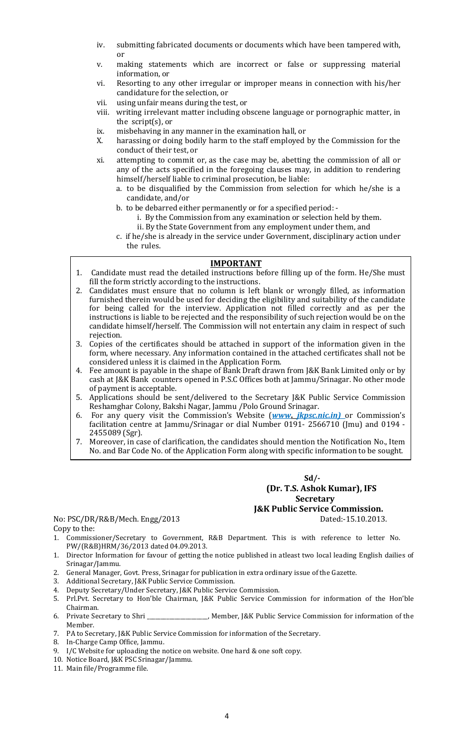iv. submitting fabricated documents or documents which have been tampered with, or
v. making statements which are incorrect or false or suppressing material information, or
vi. Resorting to any other irregular or improper means in connection with his/her candidature for the selection, or
vii. using unfair means during the test, or
viii. writing irrelevant matter including obscene language or pornographic matter, in the script(s), or
ix. misbehaving in any manner in the examination hall, or
X. harassing or doing bodily harm to the staff employed by the Commission for the conduct of their test, or
xi. attempting to commit or, as the case may be, abetting the commission of all or any of the acts specified in the foregoing clauses may, in addition to rendering himself/herself liable to criminal prosecution, be liable:
   a. to be disqualified by the Commission from selection for which he/she is a candidate, and/or
   b. to be debarred either permanently or for a specified period: -
      i. By the Commission from any examination or selection held by them.
      ii. By the State Government from any employment under them, and
   c. if he/she is already in the service under Government, disciplinary action under the rules.

## IMPORTANT

1. Candidate must read the detailed instructions before filling up of the form. He/She must fill the form strictly according to the instructions.
2. Candidates must ensure that no column is left blank or wrongly filled, as information furnished therein would be used for deciding the eligibility and suitability of the candidate for being called for the interview. Application not filled correctly and as per the instructions is liable to be rejected and the responsibility of such rejection would be on the candidate himself/herself. The Commission will not entertain any claim in respect of such rejection.
3. Copies of the certificates should be attached in support of the information given in the form, where necessary. Any information contained in the attached certificates shall not be considered unless it is claimed in the Application Form.
4. Fee amount is payable in the shape of Bank Draft drawn from J&K Bank Limited only or by cash at J&K Bank counters opened in P.S.C Offices both at Jammu/Srinagar. No other mode of payment is acceptable.
5. Applications should be sent/delivered to the Secretary J&K Public Service Commission Reshamghar Colony, Bakshi Nagar, Jammu /Polo Ground Srinagar.
6. For any query visit the Commission's Website (***www. jkpsc.nic.in)*** or Commission's facilitation centre at Jammu/Srinagar or dial Number 0191- 2566710 (Jmu) and 0194 - 2455089 (Sgr).
7. Moreover, in case of clarification, the candidates should mention the Notification No., Item No. and Bar Code No. of the Application Form along with specific information to be sought.

**Sd/-**
**(Dr. T.S. Ashok Kumar), IFS**
**Secretary**
**J&K Public Service Commission.**

No: PSC/DR/R&B/Mech. Engg/2013 Dated:-15.10.2013.

Copy to the:

1. Commissioner/Secretary to Government, R&B Department. This is with reference to letter No. PW/(R&B)HRM/36/2013 dated 04.09.2013.
1. Director Information for favour of getting the notice published in atleast two local leading English dailies of Srinagar/Jammu.
2. General Manager, Govt. Press, Srinagar for publication in extra ordinary issue of the Gazette.
3. Additional Secretary, J&K Public Service Commission.
4. Deputy Secretary/Under Secretary, J&K Public Service Commission.
5. Prl.Pvt. Secretary to Hon'ble Chairman, J&K Public Service Commission for information of the Hon'ble Chairman.
6. Private Secretary to Shri \_\_\_\_\_\_\_\_\_\_\_\_\_\_\_\_\_\_\_\_\_\_, Member, J&K Public Service Commission for information of the Member.
7. PA to Secretary, J&K Public Service Commission for information of the Secretary.
8. In-Charge Camp Office, Jammu.
9. I/C Website for uploading the notice on website. One hard & one soft copy.
10. Notice Board, J&K PSC Srinagar/Jammu.
11. Main file/Programme file.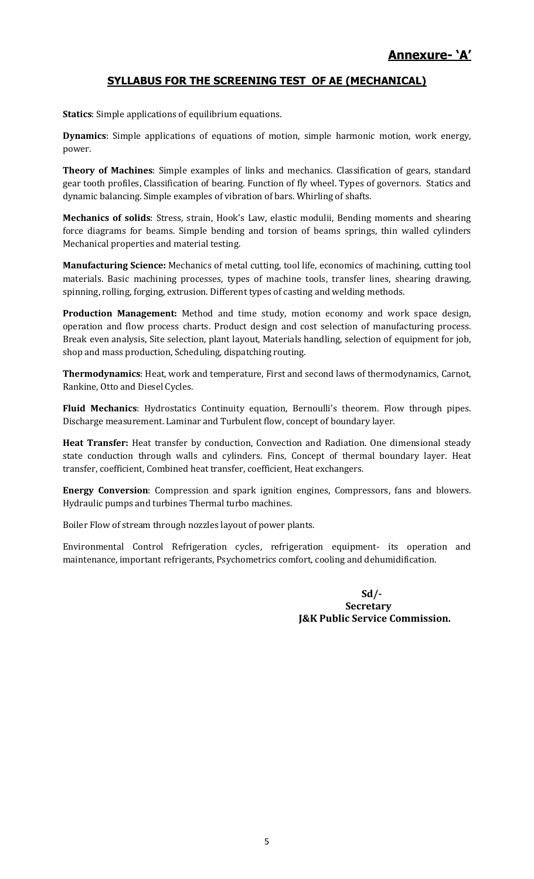**Annexure- 'A'**

## SYLLABUS FOR THE SCREENING TEST OF AE (MECHANICAL)

**Statics**: Simple applications of equilibrium equations.

**Dynamics**: Simple applications of equations of motion, simple harmonic motion, work energy, power.

**Theory of Machines**: Simple examples of links and mechanics. Classification of gears, standard gear tooth profiles, Classification of bearing. Function of fly wheel. Types of governors. Statics and dynamic balancing. Simple examples of vibration of bars. Whirling of shafts.

**Mechanics of solids**: Stress, strain, Hook's Law, elastic modulii, Bending moments and shearing force diagrams for beams. Simple bending and torsion of beams springs, thin walled cylinders Mechanical properties and material testing.

**Manufacturing Science:** Mechanics of metal cutting, tool life, economics of machining, cutting tool materials. Basic machining processes, types of machine tools, transfer lines, shearing drawing, spinning, rolling, forging, extrusion. Different types of casting and welding methods.

**Production Management:** Method and time study, motion economy and work space design, operation and flow process charts. Product design and cost selection of manufacturing process. Break even analysis, Site selection, plant layout, Materials handling, selection of equipment for job, shop and mass production, Scheduling, dispatching routing.

**Thermodynamics**: Heat, work and temperature, First and second laws of thermodynamics, Carnot, Rankine, Otto and Diesel Cycles.

**Fluid Mechanics**: Hydrostatics Continuity equation, Bernoulli's theorem. Flow through pipes. Discharge measurement. Laminar and Turbulent flow, concept of boundary layer.

**Heat Transfer:** Heat transfer by conduction, Convection and Radiation. One dimensional steady state conduction through walls and cylinders. Fins, Concept of thermal boundary layer. Heat transfer, coefficient, Combined heat transfer, coefficient, Heat exchangers.

**Energy Conversion**: Compression and spark ignition engines, Compressors, fans and blowers. Hydraulic pumps and turbines Thermal turbo machines.

Boiler Flow of stream through nozzles layout of power plants.

Environmental Control Refrigeration cycles, refrigeration equipment- its operation and maintenance, important refrigerants, Psychometrics comfort, cooling and dehumidification.

**Sd/-**
**Secretary**
**J&K Public Service Commission.**